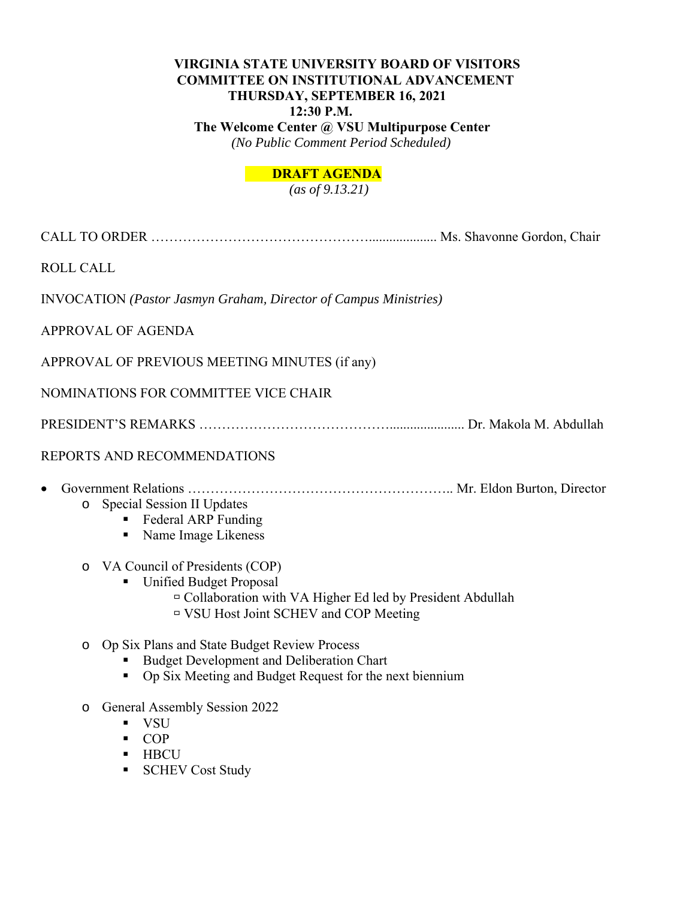**VIRGINIA STATE UNIVERSITY BOARD OF VISITORS**
**COMMITTEE ON INSTITUTIONAL ADVANCEMENT**
**THURSDAY, SEPTEMBER 16, 2021**
**12:30 P.M.**
**The Welcome Center @ VSU Multipurpose Center**
*(No Public Comment Period Scheduled)*

**DRAFT AGENDA**
*(as of 9.13.21)*

CALL TO ORDER ………………………………………….................... Ms. Shavonne Gordon, Chair

ROLL CALL

INVOCATION *(Pastor Jasmyn Graham, Director of Campus Ministries)*

APPROVAL OF AGENDA

APPROVAL OF PREVIOUS MEETING MINUTES (if any)

NOMINATIONS FOR COMMITTEE VICE CHAIR

PRESIDENT'S REMARKS …………………………………….................... Dr. Makola M. Abdullah

REPORTS AND RECOMMENDATIONS

- Government Relations ………………………………………………….. Mr. Eldon Burton, Director
  - Special Session II Updates
    - Federal ARP Funding
    - Name Image Likeness
  - VA Council of Presidents (COP)
    - Unified Budget Proposal
      - Collaboration with VA Higher Ed led by President Abdullah
      - VSU Host Joint SCHEV and COP Meeting
  - Op Six Plans and State Budget Review Process
    - Budget Development and Deliberation Chart
    - Op Six Meeting and Budget Request for the next biennium
  - General Assembly Session 2022
    - VSU
    - COP
    - HBCU
    - SCHEV Cost Study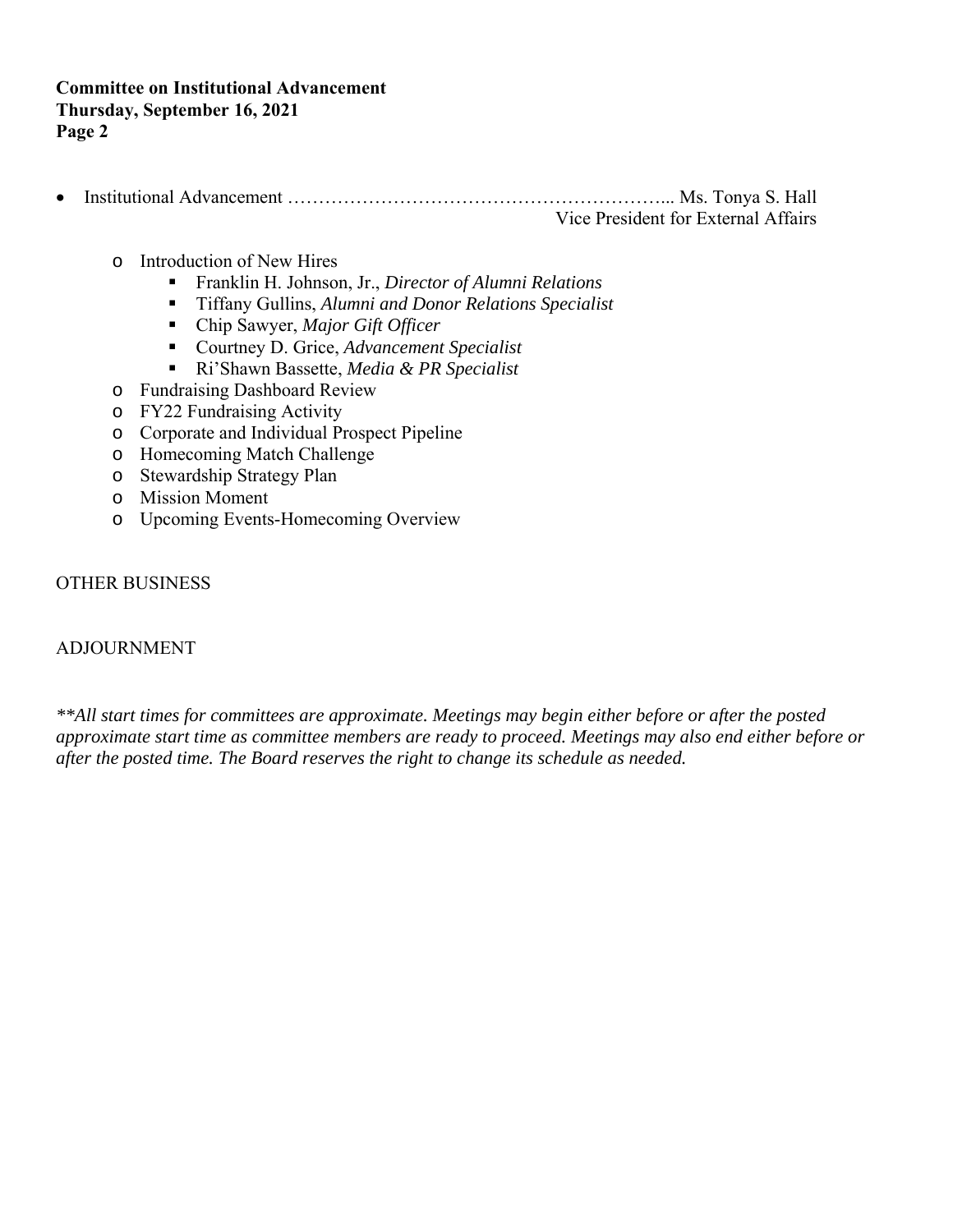**Committee on Institutional Advancement**
**Thursday, September 16, 2021**
**Page 2**

- Institutional Advancement ………………………………………………………... Ms. Tonya S. Hall
  Vice President for External Affairs

  - Introduction of New Hires
    - Franklin H. Johnson, Jr., *Director of Alumni Relations*
    - Tiffany Gullins, *Alumni and Donor Relations Specialist*
    - Chip Sawyer, *Major Gift Officer*
    - Courtney D. Grice, *Advancement Specialist*
    - Ri'Shawn Bassette, *Media & PR Specialist*
  - Fundraising Dashboard Review
  - FY22 Fundraising Activity
  - Corporate and Individual Prospect Pipeline
  - Homecoming Match Challenge
  - Stewardship Strategy Plan
  - Mission Moment
  - Upcoming Events-Homecoming Overview

OTHER BUSINESS

ADJOURNMENT

*\*\*All start times for committees are approximate. Meetings may begin either before or after the posted approximate start time as committee members are ready to proceed. Meetings may also end either before or after the posted time. The Board reserves the right to change its schedule as needed.*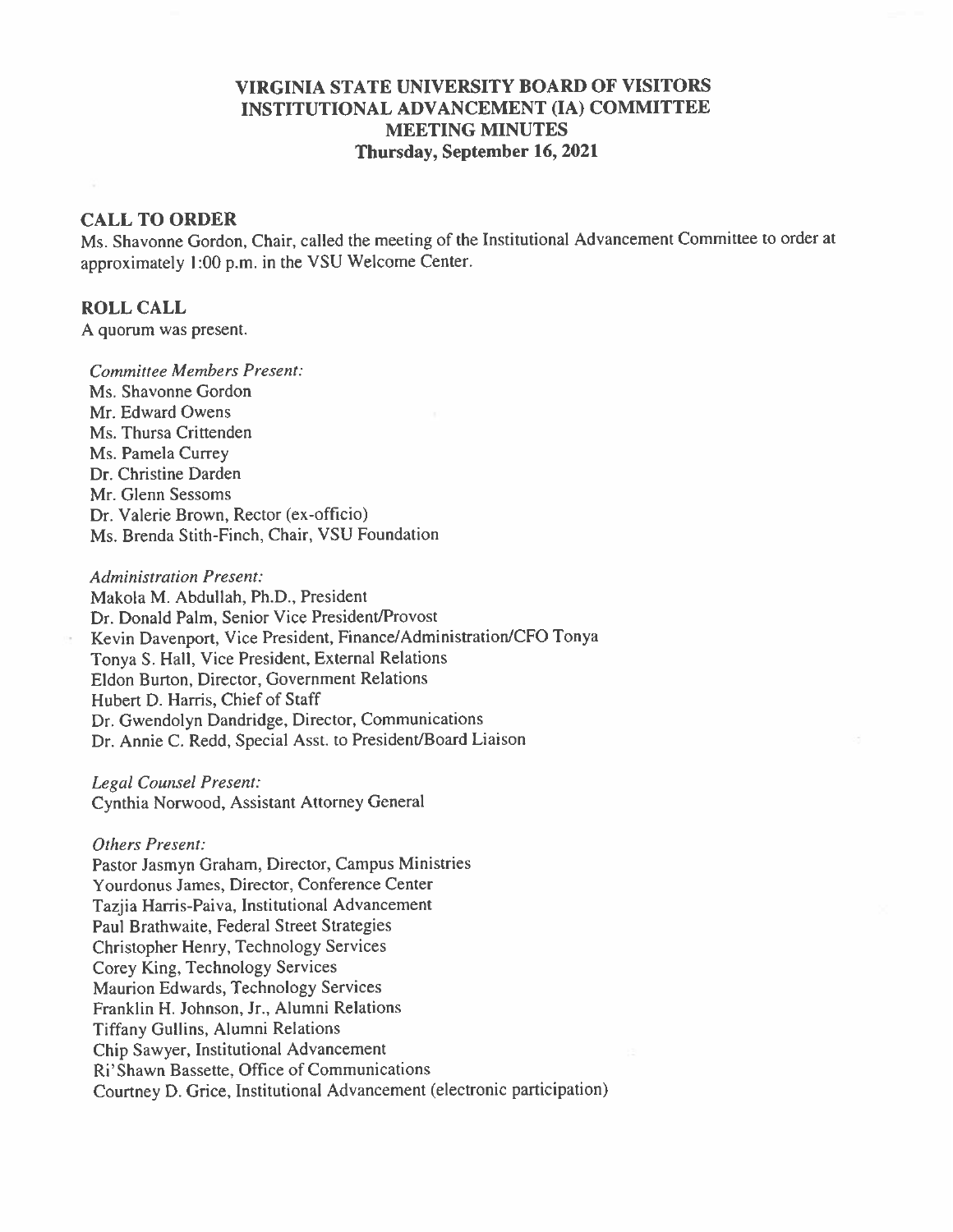# VIRGINIA STATE UNIVERSITY BOARD OF VISITORS
# INSTITUTIONAL ADVANCEMENT (IA) COMMITTEE
# MEETING MINUTES
# Thursday, September 16, 2021

## CALL TO ORDER

Ms. Shavonne Gordon, Chair, called the meeting of the Institutional Advancement Committee to order at approximately 1:00 p.m. in the VSU Welcome Center.

## ROLL CALL

A quorum was present.

*Committee Members Present:*
Ms. Shavonne Gordon
Mr. Edward Owens
Ms. Thursa Crittenden
Ms. Pamela Currey
Dr. Christine Darden
Mr. Glenn Sessoms
Dr. Valerie Brown, Rector (ex-officio)
Ms. Brenda Stith-Finch, Chair, VSU Foundation

*Administration Present:*
Makola M. Abdullah, Ph.D., President
Dr. Donald Palm, Senior Vice President/Provost
Kevin Davenport, Vice President, Finance/Administration/CFO Tonya
Tonya S. Hall, Vice President, External Relations
Eldon Burton, Director, Government Relations
Hubert D. Harris, Chief of Staff
Dr. Gwendolyn Dandridge, Director, Communications
Dr. Annie C. Redd, Special Asst. to President/Board Liaison

*Legal Counsel Present:*
Cynthia Norwood, Assistant Attorney General

*Others Present:*
Pastor Jasmyn Graham, Director, Campus Ministries
Yourdonus James, Director, Conference Center
Tazjia Harris-Paiva, Institutional Advancement
Paul Brathwaite, Federal Street Strategies
Christopher Henry, Technology Services
Corey King, Technology Services
Maurion Edwards, Technology Services
Franklin H. Johnson, Jr., Alumni Relations
Tiffany Gullins, Alumni Relations
Chip Sawyer, Institutional Advancement
Ri'Shawn Bassette, Office of Communications
Courtney D. Grice, Institutional Advancement (electronic participation)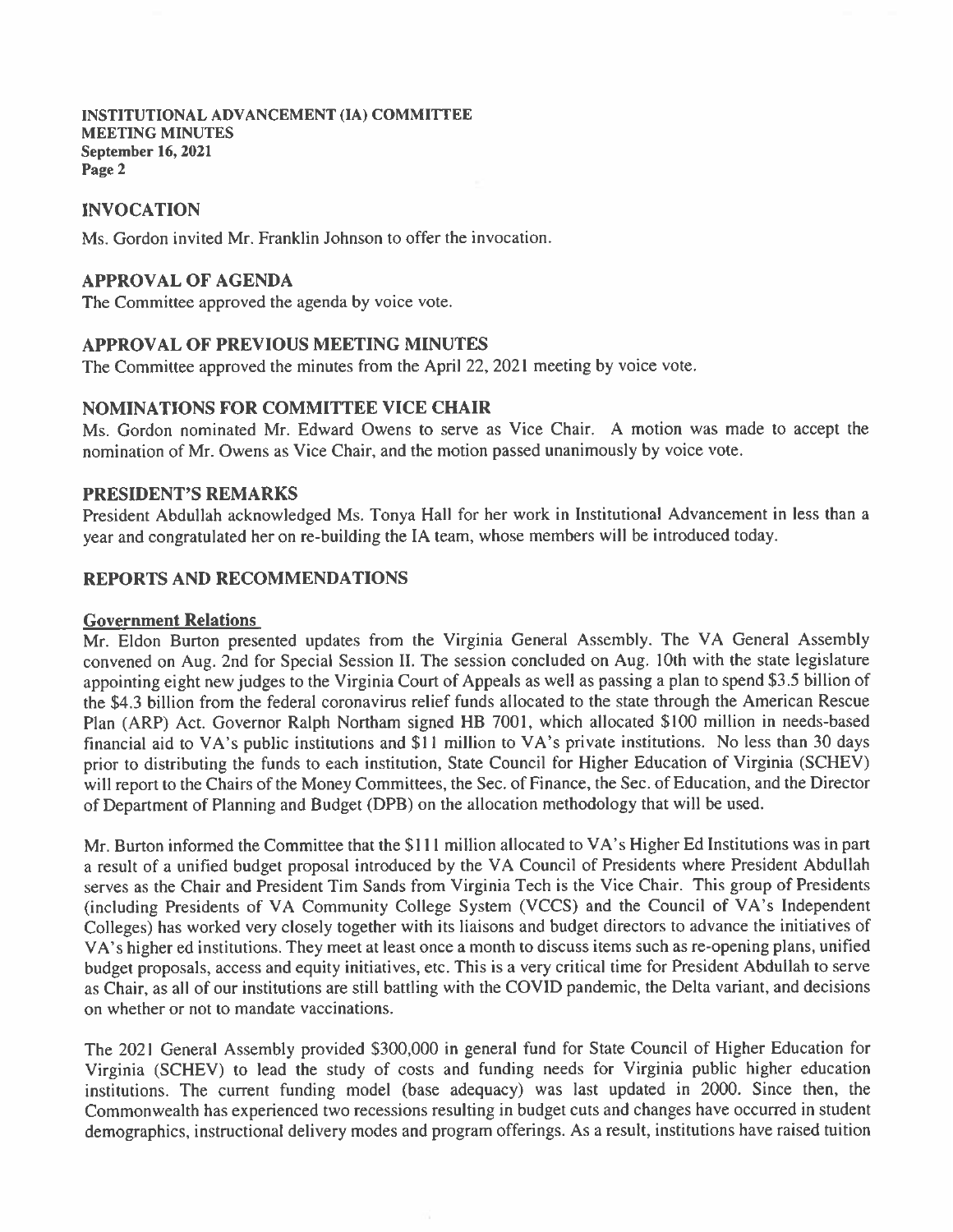## INVOCATION

Ms. Gordon invited Mr. Franklin Johnson to offer the invocation.

## APPROVAL OF AGENDA

The Committee approved the agenda by voice vote.

## APPROVAL OF PREVIOUS MEETING MINUTES

The Committee approved the minutes from the April 22, 2021 meeting by voice vote.

## NOMINATIONS FOR COMMITTEE VICE CHAIR

Ms. Gordon nominated Mr. Edward Owens to serve as Vice Chair. A motion was made to accept the nomination of Mr. Owens as Vice Chair, and the motion passed unanimously by voice vote.

## PRESIDENT'S REMARKS

President Abdullah acknowledged Ms. Tonya Hall for her work in Institutional Advancement in less than a year and congratulated her on re-building the IA team, whose members will be introduced today.

## REPORTS AND RECOMMENDATIONS

### Government Relations

Mr. Eldon Burton presented updates from the Virginia General Assembly. The VA General Assembly convened on Aug. 2nd for Special Session II. The session concluded on Aug. 10th with the state legislature appointing eight new judges to the Virginia Court of Appeals as well as passing a plan to spend $3.5 billion of the $4.3 billion from the federal coronavirus relief funds allocated to the state through the American Rescue Plan (ARP) Act. Governor Ralph Northam signed HB 7001, which allocated $100 million in needs-based financial aid to VA's public institutions and $11 million to VA's private institutions. No less than 30 days prior to distributing the funds to each institution, State Council for Higher Education of Virginia (SCHEV) will report to the Chairs of the Money Committees, the Sec. of Finance, the Sec. of Education, and the Director of Department of Planning and Budget (DPB) on the allocation methodology that will be used.

Mr. Burton informed the Committee that the $111 million allocated to VA's Higher Ed Institutions was in part a result of a unified budget proposal introduced by the VA Council of Presidents where President Abdullah serves as the Chair and President Tim Sands from Virginia Tech is the Vice Chair. This group of Presidents (including Presidents of VA Community College System (VCCS) and the Council of VA's Independent Colleges) has worked very closely together with its liaisons and budget directors to advance the initiatives of VA's higher ed institutions. They meet at least once a month to discuss items such as re-opening plans, unified budget proposals, access and equity initiatives, etc. This is a very critical time for President Abdullah to serve as Chair, as all of our institutions are still battling with the COVID pandemic, the Delta variant, and decisions on whether or not to mandate vaccinations.

The 2021 General Assembly provided $300,000 in general fund for State Council of Higher Education for Virginia (SCHEV) to lead the study of costs and funding needs for Virginia public higher education institutions. The current funding model (base adequacy) was last updated in 2000. Since then, the Commonwealth has experienced two recessions resulting in budget cuts and changes have occurred in student demographics, instructional delivery modes and program offerings. As a result, institutions have raised tuition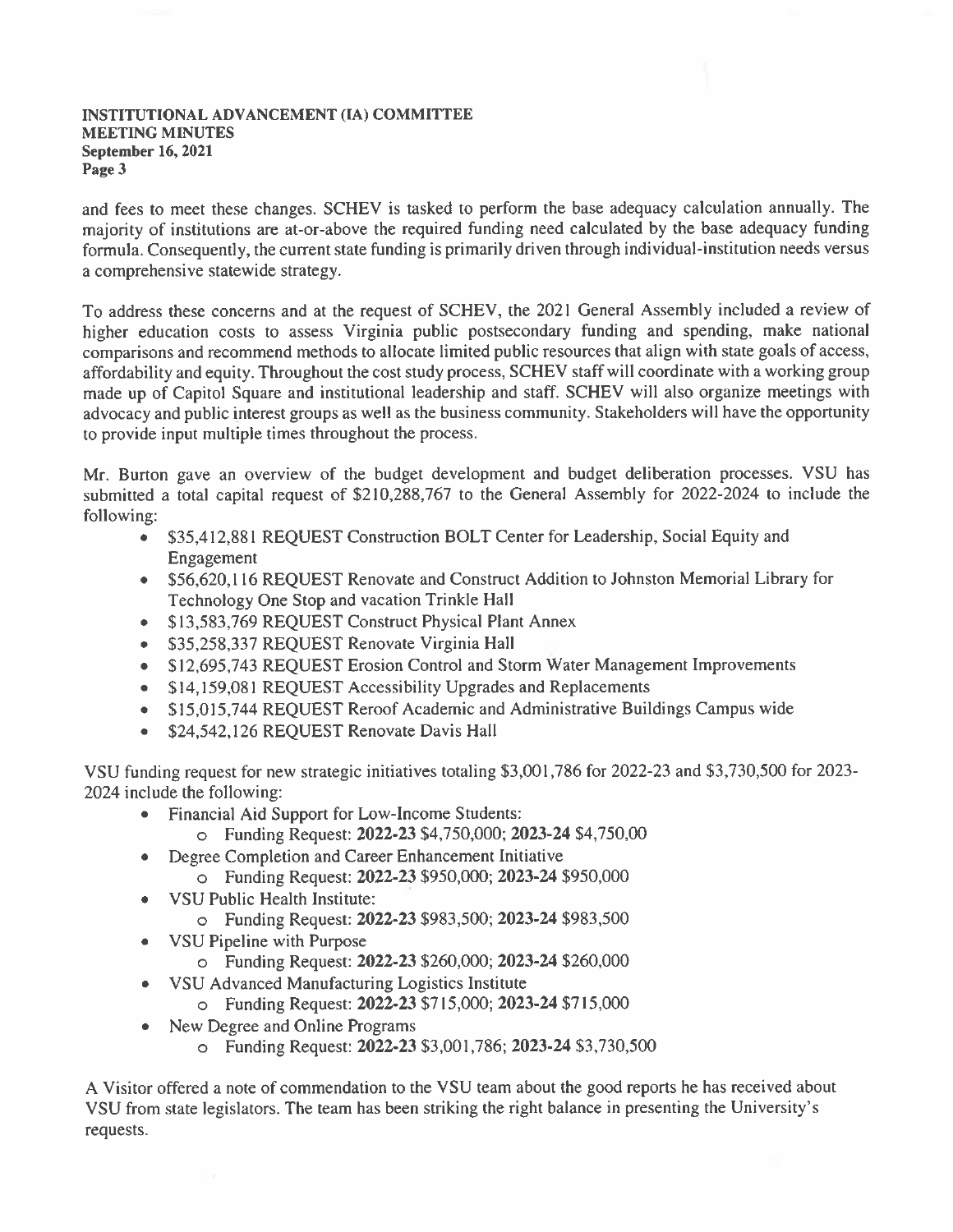and fees to meet these changes. SCHEV is tasked to perform the base adequacy calculation annually. The majority of institutions are at-or-above the required funding need calculated by the base adequacy funding formula. Consequently, the current state funding is primarily driven through individual-institution needs versus a comprehensive statewide strategy.

To address these concerns and at the request of SCHEV, the 2021 General Assembly included a review of higher education costs to assess Virginia public postsecondary funding and spending, make national comparisons and recommend methods to allocate limited public resources that align with state goals of access, affordability and equity. Throughout the cost study process, SCHEV staff will coordinate with a working group made up of Capitol Square and institutional leadership and staff. SCHEV will also organize meetings with advocacy and public interest groups as well as the business community. Stakeholders will have the opportunity to provide input multiple times throughout the process.

Mr. Burton gave an overview of the budget development and budget deliberation processes. VSU has submitted a total capital request of $210,288,767 to the General Assembly for 2022-2024 to include the following:

- $35,412,881 REQUEST Construction BOLT Center for Leadership, Social Equity and Engagement
- $56,620,116 REQUEST Renovate and Construct Addition to Johnston Memorial Library for Technology One Stop and vacation Trinkle Hall
- $13,583,769 REQUEST Construct Physical Plant Annex
- $35,258,337 REQUEST Renovate Virginia Hall
- $12,695,743 REQUEST Erosion Control and Storm Water Management Improvements
- $14,159,081 REQUEST Accessibility Upgrades and Replacements
- $15,015,744 REQUEST Reroof Academic and Administrative Buildings Campus wide
- $24,542,126 REQUEST Renovate Davis Hall

VSU funding request for new strategic initiatives totaling $3,001,786 for 2022-23 and $3,730,500 for 2023-2024 include the following:

- Financial Aid Support for Low-Income Students:
  - Funding Request: **2022-23** $4,750,000; **2023-24** $4,750,00
- Degree Completion and Career Enhancement Initiative
  - Funding Request: **2022-23** $950,000; **2023-24** $950,000
- VSU Public Health Institute:
  - Funding Request: **2022-23** $983,500; **2023-24** $983,500
- VSU Pipeline with Purpose
  - Funding Request: **2022-23** $260,000; **2023-24** $260,000
- VSU Advanced Manufacturing Logistics Institute
  - Funding Request: **2022-23** $715,000; **2023-24** $715,000
- New Degree and Online Programs
  - Funding Request: **2022-23** $3,001,786; **2023-24** $3,730,500

A Visitor offered a note of commendation to the VSU team about the good reports he has received about VSU from state legislators. The team has been striking the right balance in presenting the University's requests.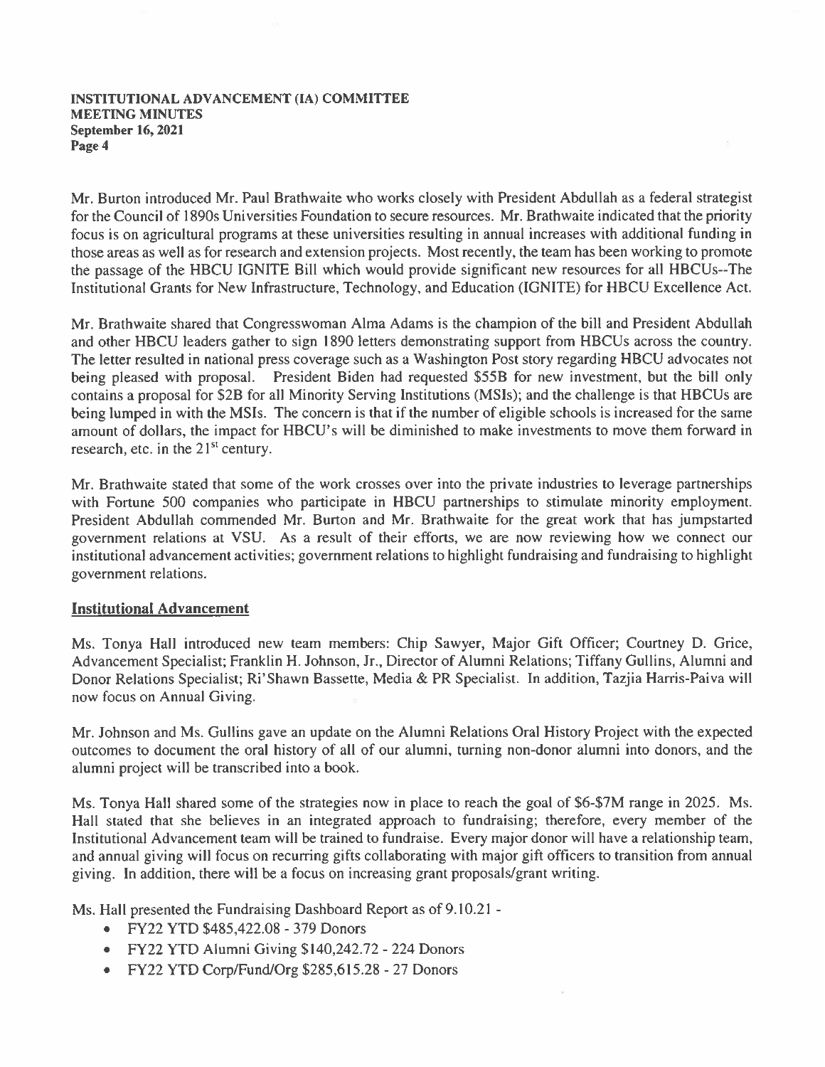Mr. Burton introduced Mr. Paul Brathwaite who works closely with President Abdullah as a federal strategist for the Council of 1890s Universities Foundation to secure resources. Mr. Brathwaite indicated that the priority focus is on agricultural programs at these universities resulting in annual increases with additional funding in those areas as well as for research and extension projects. Most recently, the team has been working to promote the passage of the HBCU IGNITE Bill which would provide significant new resources for all HBCUs--The Institutional Grants for New Infrastructure, Technology, and Education (IGNITE) for HBCU Excellence Act.

Mr. Brathwaite shared that Congresswoman Alma Adams is the champion of the bill and President Abdullah and other HBCU leaders gather to sign 1890 letters demonstrating support from HBCUs across the country. The letter resulted in national press coverage such as a Washington Post story regarding HBCU advocates not being pleased with proposal. President Biden had requested $55B for new investment, but the bill only contains a proposal for $2B for all Minority Serving Institutions (MSIs); and the challenge is that HBCUs are being lumped in with the MSIs. The concern is that if the number of eligible schools is increased for the same amount of dollars, the impact for HBCU's will be diminished to make investments to move them forward in research, etc. in the 21st century.

Mr. Brathwaite stated that some of the work crosses over into the private industries to leverage partnerships with Fortune 500 companies who participate in HBCU partnerships to stimulate minority employment. President Abdullah commended Mr. Burton and Mr. Brathwaite for the great work that has jumpstarted government relations at VSU. As a result of their efforts, we are now reviewing how we connect our institutional advancement activities; government relations to highlight fundraising and fundraising to highlight government relations.

## Institutional Advancement

Ms. Tonya Hall introduced new team members: Chip Sawyer, Major Gift Officer; Courtney D. Grice, Advancement Specialist; Franklin H. Johnson, Jr., Director of Alumni Relations; Tiffany Gullins, Alumni and Donor Relations Specialist; Ri'Shawn Bassette, Media & PR Specialist. In addition, Tazjia Harris-Paiva will now focus on Annual Giving.

Mr. Johnson and Ms. Gullins gave an update on the Alumni Relations Oral History Project with the expected outcomes to document the oral history of all of our alumni, turning non-donor alumni into donors, and the alumni project will be transcribed into a book.

Ms. Tonya Hall shared some of the strategies now in place to reach the goal of $6-$7M range in 2025. Ms. Hall stated that she believes in an integrated approach to fundraising; therefore, every member of the Institutional Advancement team will be trained to fundraise. Every major donor will have a relationship team, and annual giving will focus on recurring gifts collaborating with major gift officers to transition from annual giving. In addition, there will be a focus on increasing grant proposals/grant writing.

Ms. Hall presented the Fundraising Dashboard Report as of 9.10.21 -

- FY22 YTD $485,422.08 - 379 Donors
- FY22 YTD Alumni Giving $140,242.72 - 224 Donors
- FY22 YTD Corp/Fund/Org $285,615.28 - 27 Donors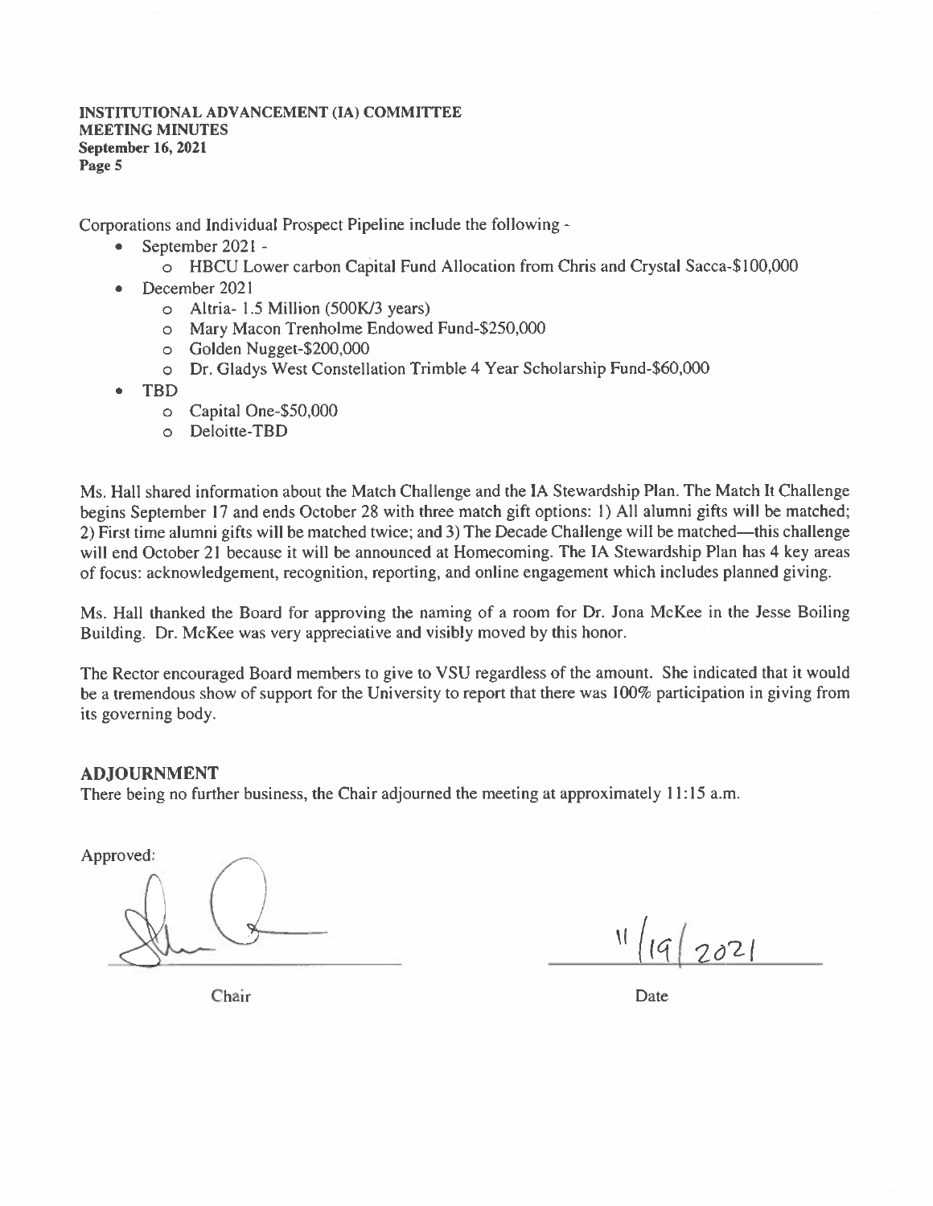Corporations and Individual Prospect Pipeline include the following -

- September 2021 -
  - HBCU Lower carbon Capital Fund Allocation from Chris and Crystal Sacca-$100,000
- December 2021
  - Altria- 1.5 Million (500K/3 years)
  - Mary Macon Trenholme Endowed Fund-$250,000
  - Golden Nugget-$200,000
  - Dr. Gladys West Constellation Trimble 4 Year Scholarship Fund-$60,000
- TBD
  - Capital One-$50,000
  - Deloitte-TBD

Ms. Hall shared information about the Match Challenge and the IA Stewardship Plan. The Match It Challenge begins September 17 and ends October 28 with three match gift options: 1) All alumni gifts will be matched; 2) First time alumni gifts will be matched twice; and 3) The Decade Challenge will be matched—this challenge will end October 21 because it will be announced at Homecoming. The IA Stewardship Plan has 4 key areas of focus: acknowledgement, recognition, reporting, and online engagement which includes planned giving.

Ms. Hall thanked the Board for approving the naming of a room for Dr. Jona McKee in the Jesse Boiling Building. Dr. McKee was very appreciative and visibly moved by this honor.

The Rector encouraged Board members to give to VSU regardless of the amount. She indicated that it would be a tremendous show of support for the University to report that there was 100% participation in giving from its governing body.

## ADJOURNMENT

There being no further business, the Chair adjourned the meeting at approximately 11:15 a.m.

Approved:

Chair

11/19/2021

Date